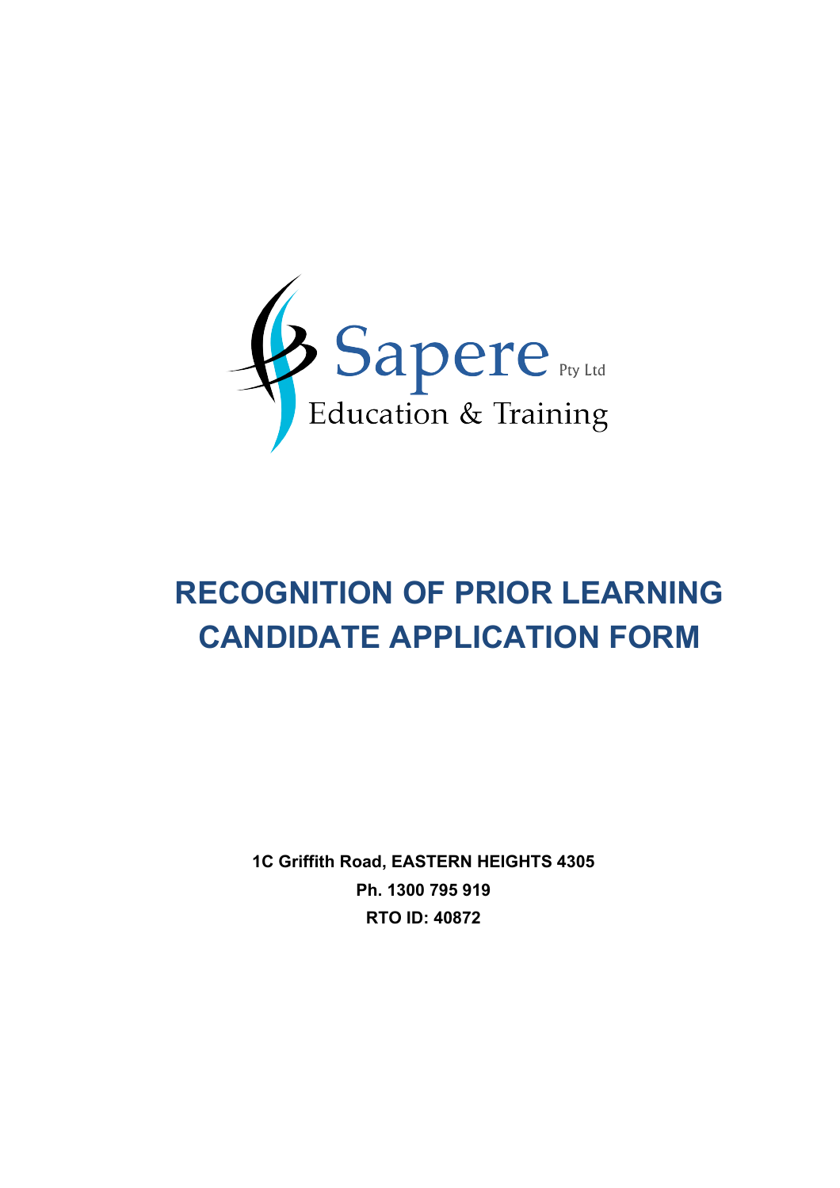Sapere Pty Ltd

Education & Training

# RECOGNITION OF PRIOR LEARNING CANDIDATE APPLICATION FORM

**1C Griffith Road, EASTERN HEIGHTS 4305**

**Ph. 1300 795 919**

**RTO ID: 40872**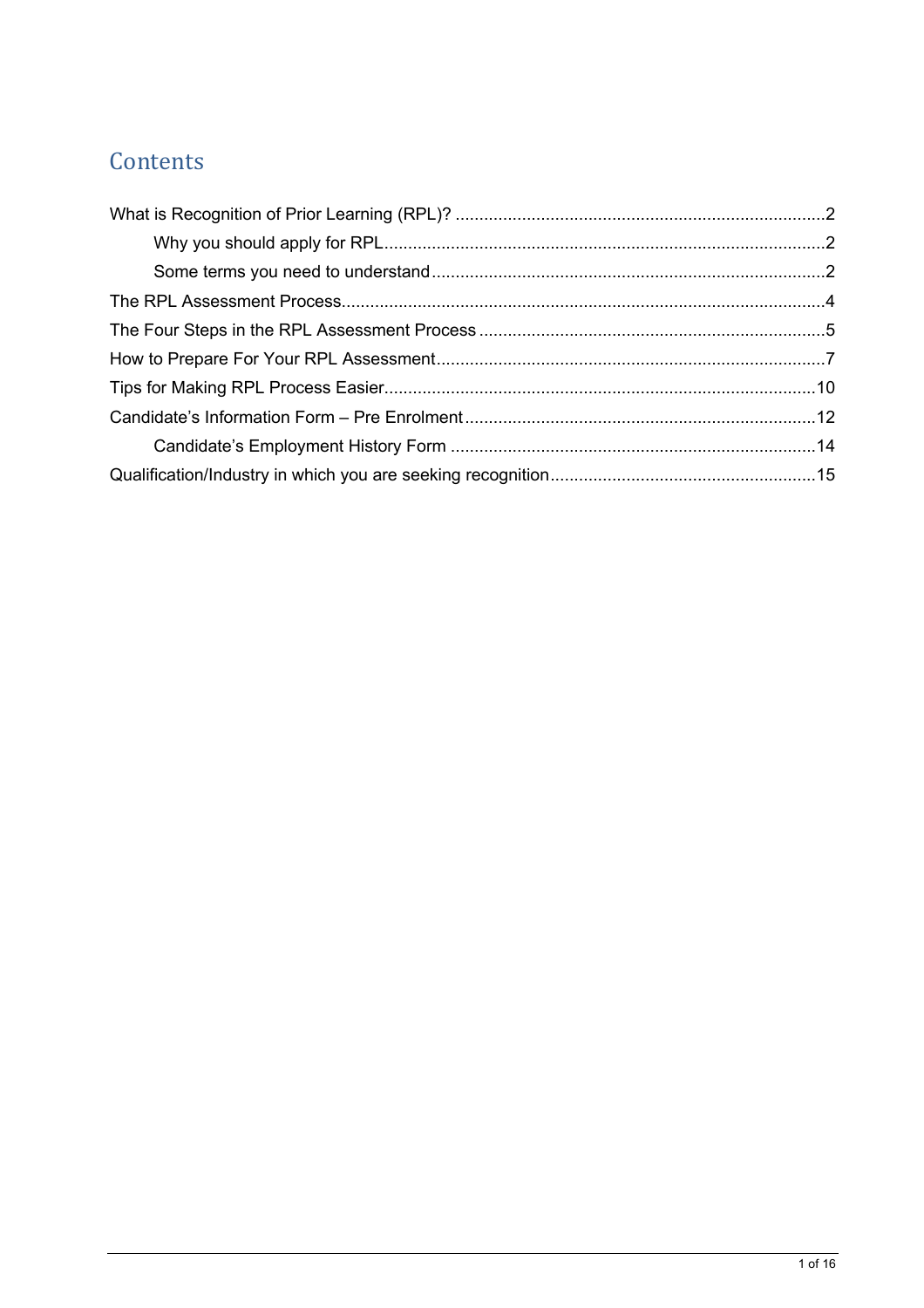# Contents

What is Recognition of Prior Learning (RPL)? ....................................................................2

- Why you should apply for RPL....................................................................2
- Some terms you need to understand....................................................................2

The RPL Assessment Process....................................................................4

The Four Steps in the RPL Assessment Process....................................................................5

How to Prepare For Your RPL Assessment....................................................................7

Tips for Making RPL Process Easier....................................................................10

Candidate's Information Form – Pre Enrolment....................................................................12

- Candidate's Employment History Form....................................................................14

Qualification/Industry in which you are seeking recognition....................................................................15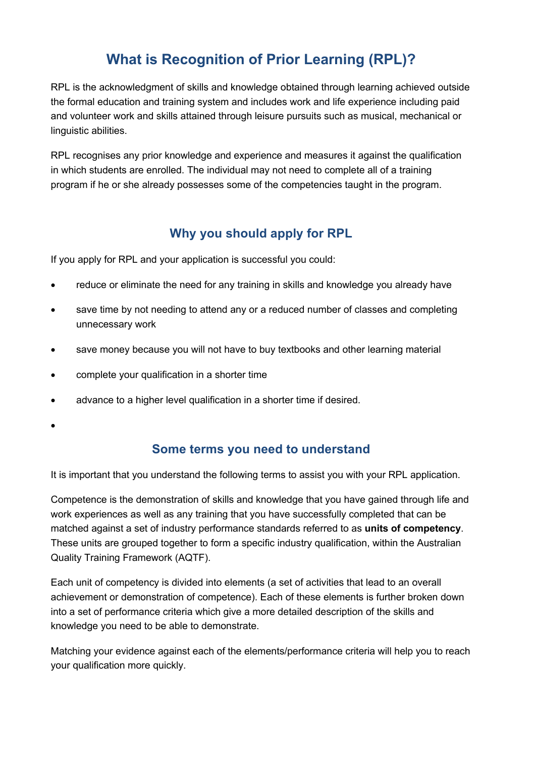# What is Recognition of Prior Learning (RPL)?

RPL is the acknowledgment of skills and knowledge obtained through learning achieved outside the formal education and training system and includes work and life experience including paid and volunteer work and skills attained through leisure pursuits such as musical, mechanical or linguistic abilities.

RPL recognises any prior knowledge and experience and measures it against the qualification in which students are enrolled. The individual may not need to complete all of a training program if he or she already possesses some of the competencies taught in the program.

## Why you should apply for RPL

If you apply for RPL and your application is successful you could:

- reduce or eliminate the need for any training in skills and knowledge you already have
- save time by not needing to attend any or a reduced number of classes and completing unnecessary work
- save money because you will not have to buy textbooks and other learning material
- complete your qualification in a shorter time
- advance to a higher level qualification in a shorter time if desired.

## Some terms you need to understand

It is important that you understand the following terms to assist you with your RPL application.

Competence is the demonstration of skills and knowledge that you have gained through life and work experiences as well as any training that you have successfully completed that can be matched against a set of industry performance standards referred to as **units of competency**. These units are grouped together to form a specific industry qualification, within the Australian Quality Training Framework (AQTF).

Each unit of competency is divided into elements (a set of activities that lead to an overall achievement or demonstration of competence). Each of these elements is further broken down into a set of performance criteria which give a more detailed description of the skills and knowledge you need to be able to demonstrate.

Matching your evidence against each of the elements/performance criteria will help you to reach your qualification more quickly.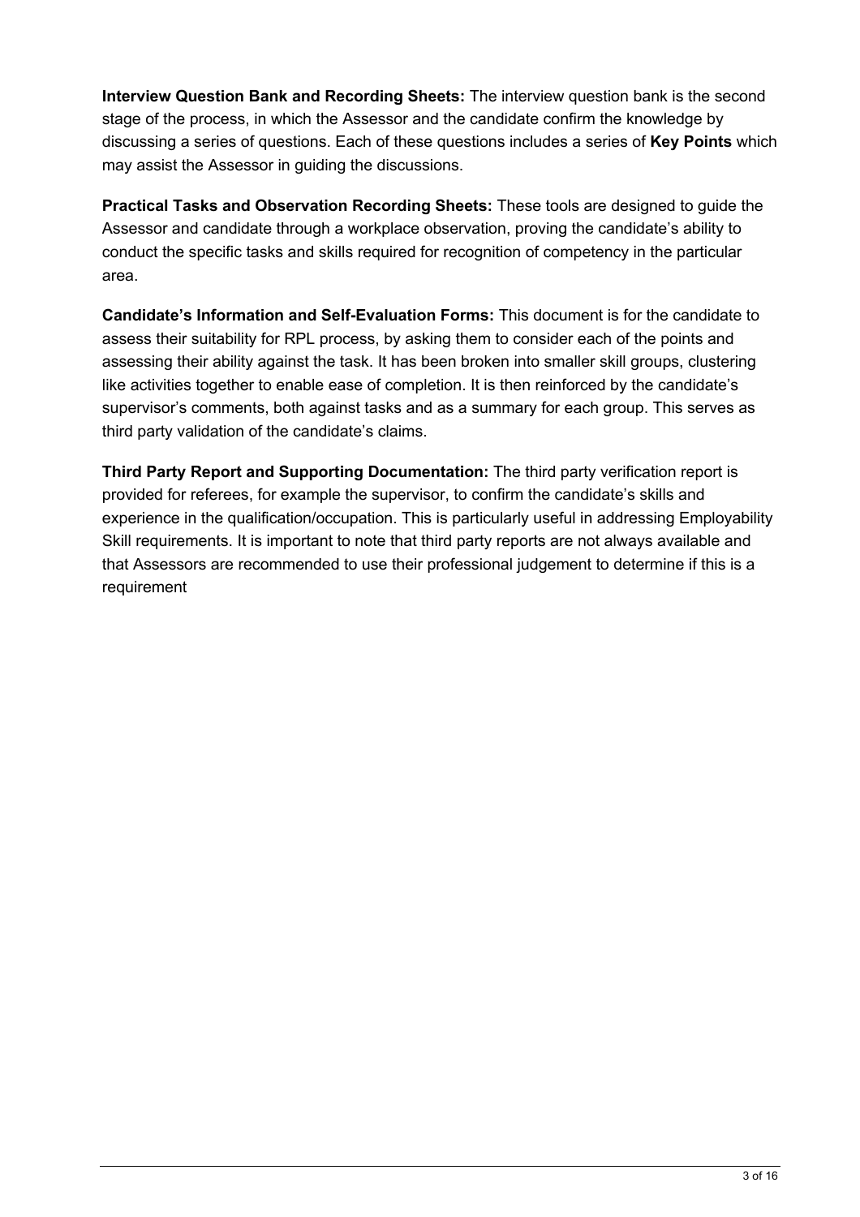**Interview Question Bank and Recording Sheets:** The interview question bank is the second stage of the process, in which the Assessor and the candidate confirm the knowledge by discussing a series of questions. Each of these questions includes a series of **Key Points** which may assist the Assessor in guiding the discussions.

**Practical Tasks and Observation Recording Sheets:** These tools are designed to guide the Assessor and candidate through a workplace observation, proving the candidate's ability to conduct the specific tasks and skills required for recognition of competency in the particular area.

**Candidate's Information and Self-Evaluation Forms:** This document is for the candidate to assess their suitability for RPL process, by asking them to consider each of the points and assessing their ability against the task. It has been broken into smaller skill groups, clustering like activities together to enable ease of completion. It is then reinforced by the candidate's supervisor's comments, both against tasks and as a summary for each group. This serves as third party validation of the candidate's claims.

**Third Party Report and Supporting Documentation:** The third party verification report is provided for referees, for example the supervisor, to confirm the candidate's skills and experience in the qualification/occupation. This is particularly useful in addressing Employability Skill requirements. It is important to note that third party reports are not always available and that Assessors are recommended to use their professional judgement to determine if this is a requirement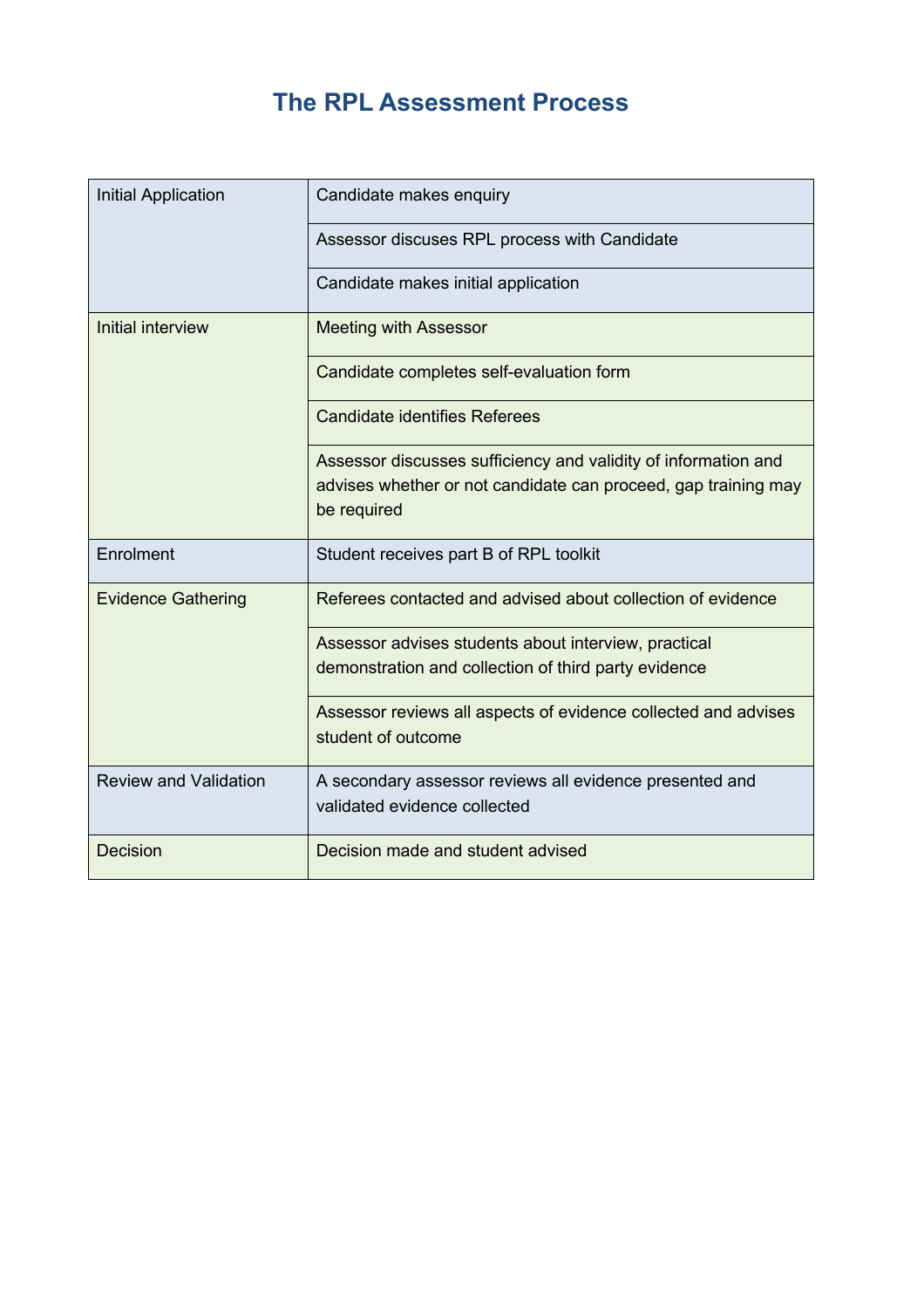# The RPL Assessment Process

| | |
|---|---|
| Initial Application | Candidate makes enquiry |
| | Assessor discuses RPL process with Candidate |
| | Candidate makes initial application |
| Initial interview | Meeting with Assessor |
| | Candidate completes self-evaluation form |
| | Candidate identifies Referees |
| | Assessor discusses sufficiency and validity of information and advises whether or not candidate can proceed, gap training may be required |
| Enrolment | Student receives part B of RPL toolkit |
| Evidence Gathering | Referees contacted and advised about collection of evidence |
| | Assessor advises students about interview, practical demonstration and collection of third party evidence |
| | Assessor reviews all aspects of evidence collected and advises student of outcome |
| Review and Validation | A secondary assessor reviews all evidence presented and validated evidence collected |
| Decision | Decision made and student advised |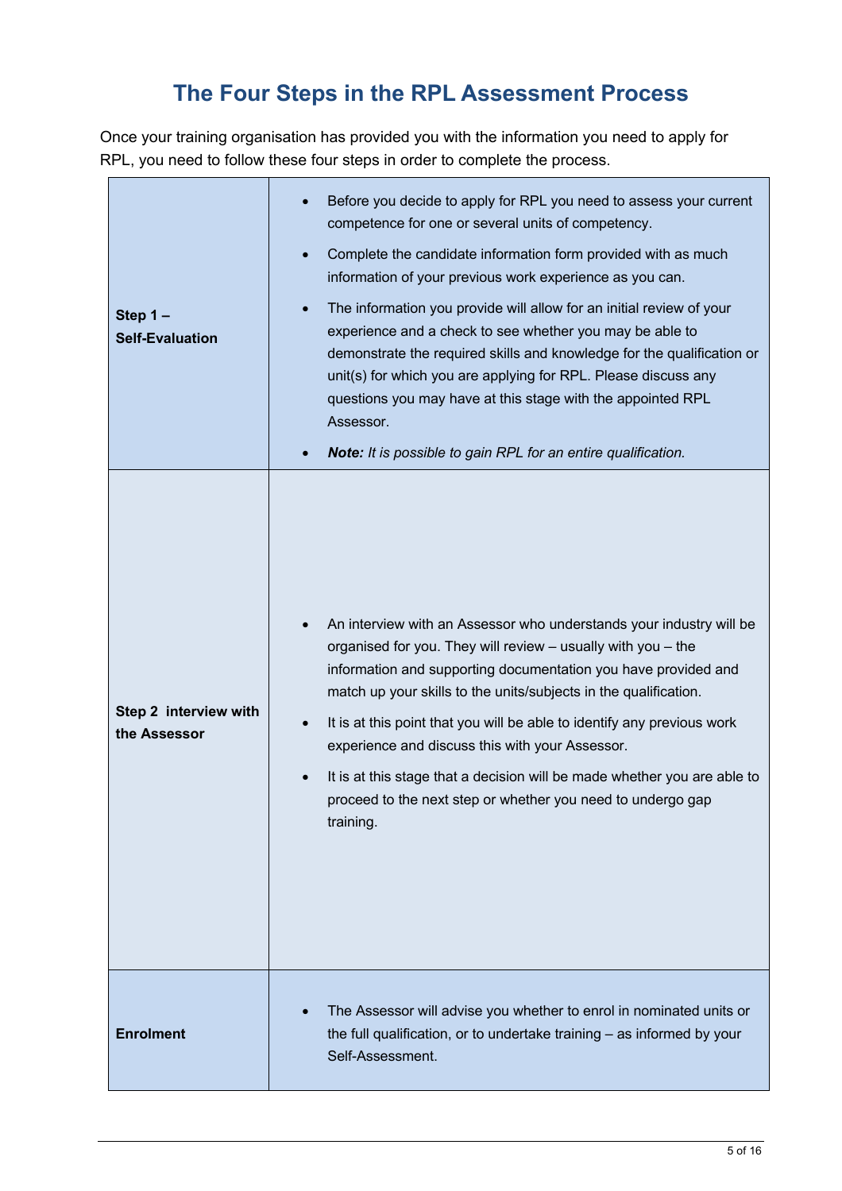# The Four Steps in the RPL Assessment Process

Once your training organisation has provided you with the information you need to apply for RPL, you need to follow these four steps in order to complete the process.

| | |
|---|---|
| **Step 1 – Self-Evaluation** | • Before you decide to apply for RPL you need to assess your current competence for one or several units of competency.<br>• Complete the candidate information form provided with as much information of your previous work experience as you can.<br>• The information you provide will allow for an initial review of your experience and a check to see whether you may be able to demonstrate the required skills and knowledge for the qualification or unit(s) for which you are applying for RPL. Please discuss any questions you may have at this stage with the appointed RPL Assessor.<br>• ***Note:*** *It is possible to gain RPL for an entire qualification.* |
| **Step 2 interview with the Assessor** | • An interview with an Assessor who understands your industry will be organised for you. They will review – usually with you – the information and supporting documentation you have provided and match up your skills to the units/subjects in the qualification.<br>• It is at this point that you will be able to identify any previous work experience and discuss this with your Assessor.<br>• It is at this stage that a decision will be made whether you are able to proceed to the next step or whether you need to undergo gap training. |
| **Enrolment** | • The Assessor will advise you whether to enrol in nominated units or the full qualification, or to undertake training – as informed by your Self-Assessment. |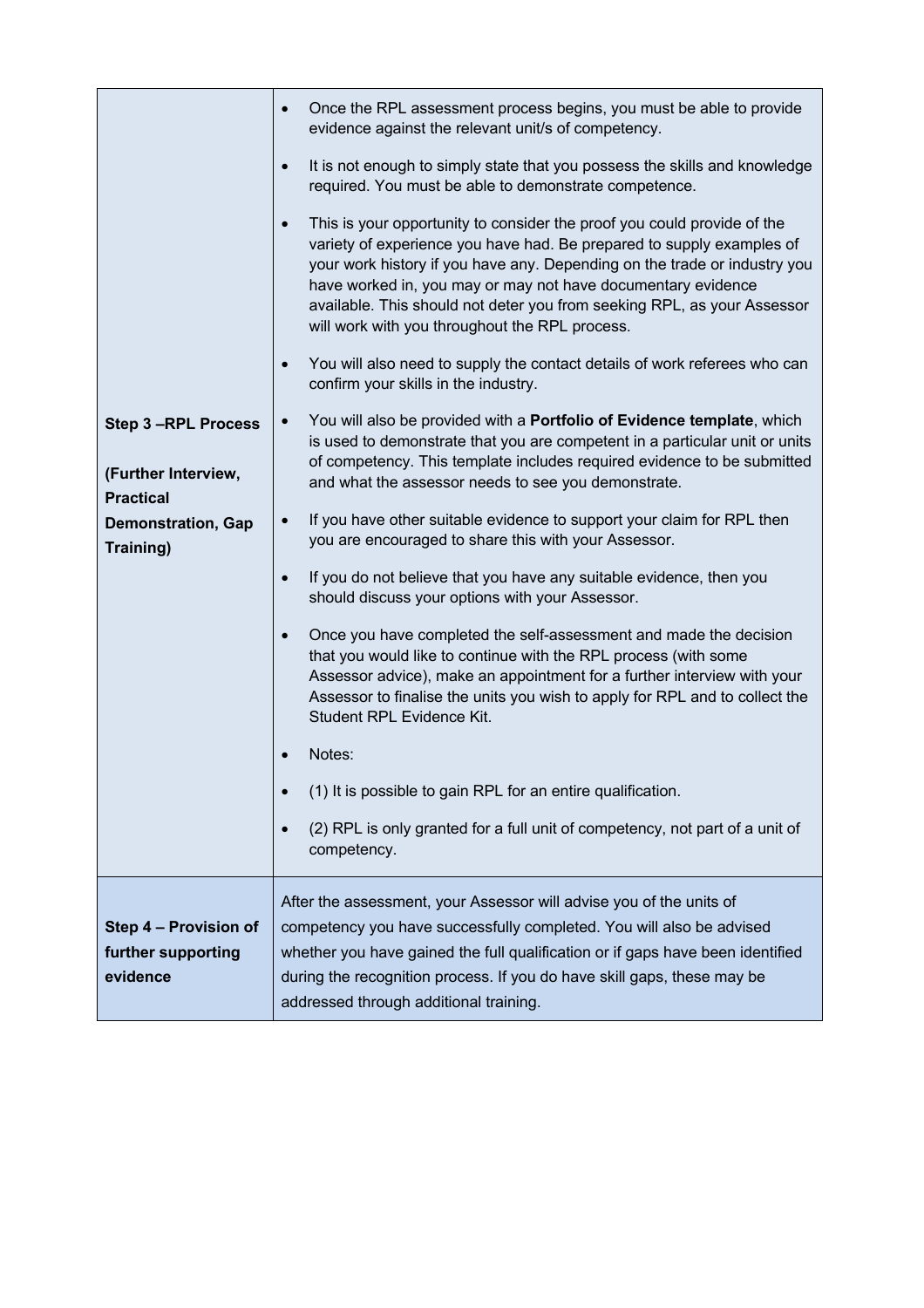| | |
|---|---|
| **Step 3 –RPL Process**<br><br>**(Further Interview, Practical Demonstration, Gap Training)** | • Once the RPL assessment process begins, you must be able to provide evidence against the relevant unit/s of competency.<br>• It is not enough to simply state that you possess the skills and knowledge required. You must be able to demonstrate competence.<br>• This is your opportunity to consider the proof you could provide of the variety of experience you have had. Be prepared to supply examples of your work history if you have any. Depending on the trade or industry you have worked in, you may or may not have documentary evidence available. This should not deter you from seeking RPL, as your Assessor will work with you throughout the RPL process.<br>• You will also need to supply the contact details of work referees who can confirm your skills in the industry.<br>• You will also be provided with a **Portfolio of Evidence template**, which is used to demonstrate that you are competent in a particular unit or units of competency. This template includes required evidence to be submitted and what the assessor needs to see you demonstrate.<br>• If you have other suitable evidence to support your claim for RPL then you are encouraged to share this with your Assessor.<br>• If you do not believe that you have any suitable evidence, then you should discuss your options with your Assessor.<br>• Once you have completed the self-assessment and made the decision that you would like to continue with the RPL process (with some Assessor advice), make an appointment for a further interview with your Assessor to finalise the units you wish to apply for RPL and to collect the Student RPL Evidence Kit.<br>• Notes:<br>• (1) It is possible to gain RPL for an entire qualification.<br>• (2) RPL is only granted for a full unit of competency, not part of a unit of competency. |
| **Step 4 – Provision of further supporting evidence** | After the assessment, your Assessor will advise you of the units of competency you have successfully completed. You will also be advised whether you have gained the full qualification or if gaps have been identified during the recognition process. If you do have skill gaps, these may be addressed through additional training. |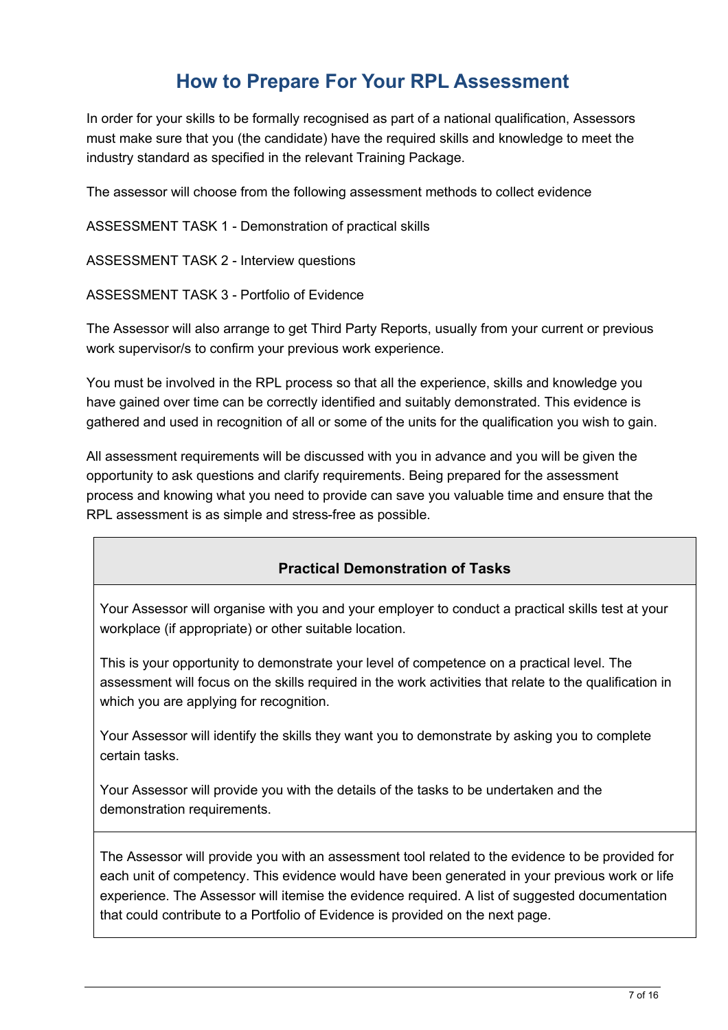# How to Prepare For Your RPL Assessment

In order for your skills to be formally recognised as part of a national qualification, Assessors must make sure that you (the candidate) have the required skills and knowledge to meet the industry standard as specified in the relevant Training Package.

The assessor will choose from the following assessment methods to collect evidence

ASSESSMENT TASK 1 - Demonstration of practical skills

ASSESSMENT TASK 2 - Interview questions

ASSESSMENT TASK 3 - Portfolio of Evidence

The Assessor will also arrange to get Third Party Reports, usually from your current or previous work supervisor/s to confirm your previous work experience.

You must be involved in the RPL process so that all the experience, skills and knowledge you have gained over time can be correctly identified and suitably demonstrated. This evidence is gathered and used in recognition of all or some of the units for the qualification you wish to gain.

All assessment requirements will be discussed with you in advance and you will be given the opportunity to ask questions and clarify requirements. Being prepared for the assessment process and knowing what you need to provide can save you valuable time and ensure that the RPL assessment is as simple and stress-free as possible.

| **Practical Demonstration of Tasks** |
|---|
| Your Assessor will organise with you and your employer to conduct a practical skills test at your workplace (if appropriate) or other suitable location.<br><br>This is your opportunity to demonstrate your level of competence on a practical level. The assessment will focus on the skills required in the work activities that relate to the qualification in which you are applying for recognition.<br><br>Your Assessor will identify the skills they want you to demonstrate by asking you to complete certain tasks.<br><br>Your Assessor will provide you with the details of the tasks to be undertaken and the demonstration requirements. |
| The Assessor will provide you with an assessment tool related to the evidence to be provided for each unit of competency. This evidence would have been generated in your previous work or life experience. The Assessor will itemise the evidence required. A list of suggested documentation that could contribute to a Portfolio of Evidence is provided on the next page. |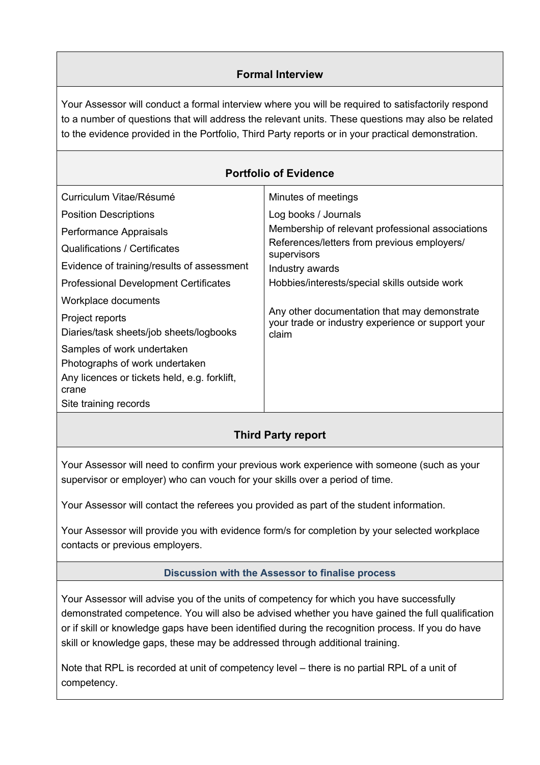### Formal Interview

Your Assessor will conduct a formal interview where you will be required to satisfactorily respond to a number of questions that will address the relevant units. These questions may also be related to the evidence provided in the Portfolio, Third Party reports or in your practical demonstration.

### Portfolio of Evidence

| | |
|---|---|
| Curriculum Vitae/Résumé | Minutes of meetings |
| Position Descriptions | Log books / Journals |
| Performance Appraisals | Membership of relevant professional associations |
| Qualifications / Certificates | References/letters from previous employers/ supervisors |
| Evidence of training/results of assessment | Industry awards |
| Professional Development Certificates | Hobbies/interests/special skills outside work |
| Workplace documents | Any other documentation that may demonstrate your trade or industry experience or support your claim |
| Project reports | |
| Diaries/task sheets/job sheets/logbooks | |
| Samples of work undertaken | |
| Photographs of work undertaken | |
| Any licences or tickets held, e.g. forklift, crane | |
| Site training records | |

### Third Party report

Your Assessor will need to confirm your previous work experience with someone (such as your supervisor or employer) who can vouch for your skills over a period of time.

Your Assessor will contact the referees you provided as part of the student information.

Your Assessor will provide you with evidence form/s for completion by your selected workplace contacts or previous employers.

### Discussion with the Assessor to finalise process

Your Assessor will advise you of the units of competency for which you have successfully demonstrated competence. You will also be advised whether you have gained the full qualification or if skill or knowledge gaps have been identified during the recognition process. If you do have skill or knowledge gaps, these may be addressed through additional training.

Note that RPL is recorded at unit of competency level – there is no partial RPL of a unit of competency.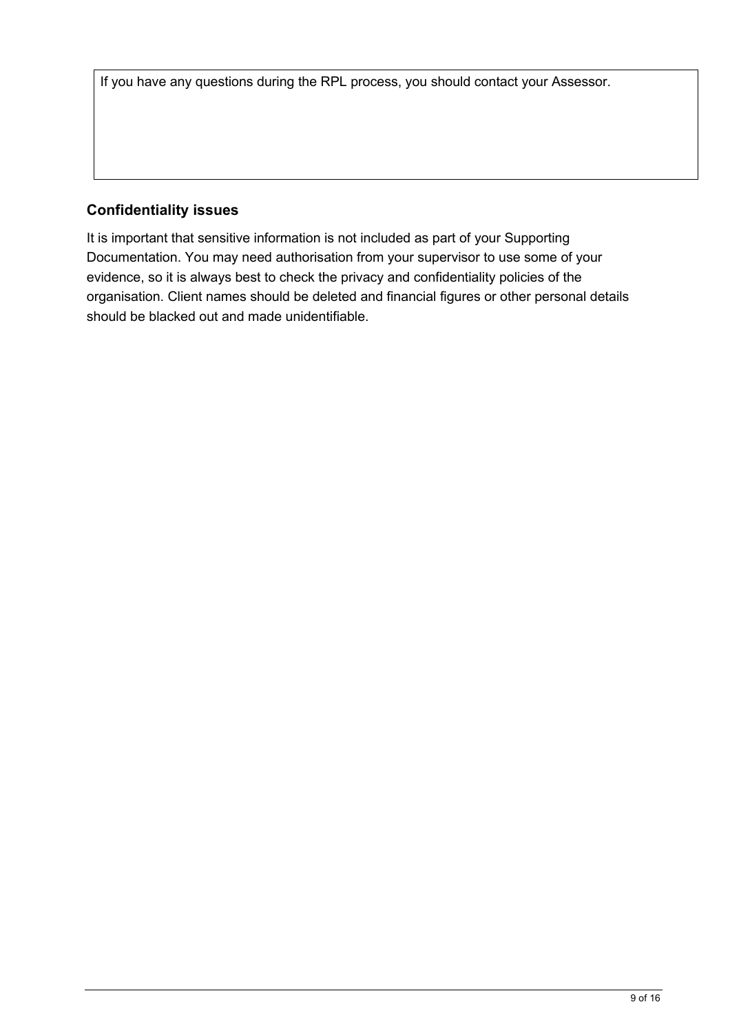| |
| --- |
| If you have any questions during the RPL process, you should contact your Assessor. |

## Confidentiality issues

It is important that sensitive information is not included as part of your Supporting Documentation. You may need authorisation from your supervisor to use some of your evidence, so it is always best to check the privacy and confidentiality policies of the organisation. Client names should be deleted and financial figures or other personal details should be blacked out and made unidentifiable.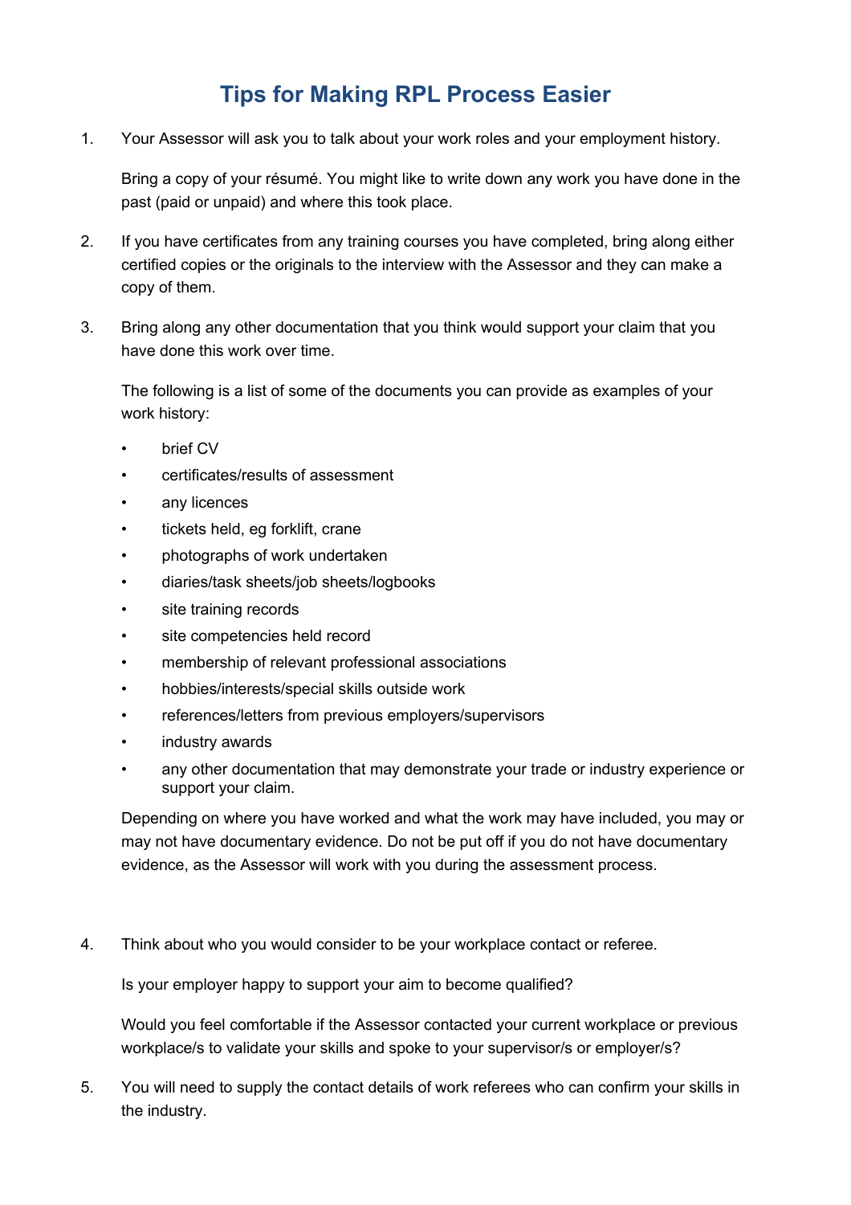# Tips for Making RPL Process Easier

1. Your Assessor will ask you to talk about your work roles and your employment history.

   Bring a copy of your résumé. You might like to write down any work you have done in the past (paid or unpaid) and where this took place.

2. If you have certificates from any training courses you have completed, bring along either certified copies or the originals to the interview with the Assessor and they can make a copy of them.

3. Bring along any other documentation that you think would support your claim that you have done this work over time.

   The following is a list of some of the documents you can provide as examples of your work history:

   - brief CV
   - certificates/results of assessment
   - any licences
   - tickets held, eg forklift, crane
   - photographs of work undertaken
   - diaries/task sheets/job sheets/logbooks
   - site training records
   - site competencies held record
   - membership of relevant professional associations
   - hobbies/interests/special skills outside work
   - references/letters from previous employers/supervisors
   - industry awards
   - any other documentation that may demonstrate your trade or industry experience or support your claim.

   Depending on where you have worked and what the work may have included, you may or may not have documentary evidence. Do not be put off if you do not have documentary evidence, as the Assessor will work with you during the assessment process.

4. Think about who you would consider to be your workplace contact or referee.

   Is your employer happy to support your aim to become qualified?

   Would you feel comfortable if the Assessor contacted your current workplace or previous workplace/s to validate your skills and spoke to your supervisor/s or employer/s?

5. You will need to supply the contact details of work referees who can confirm your skills in the industry.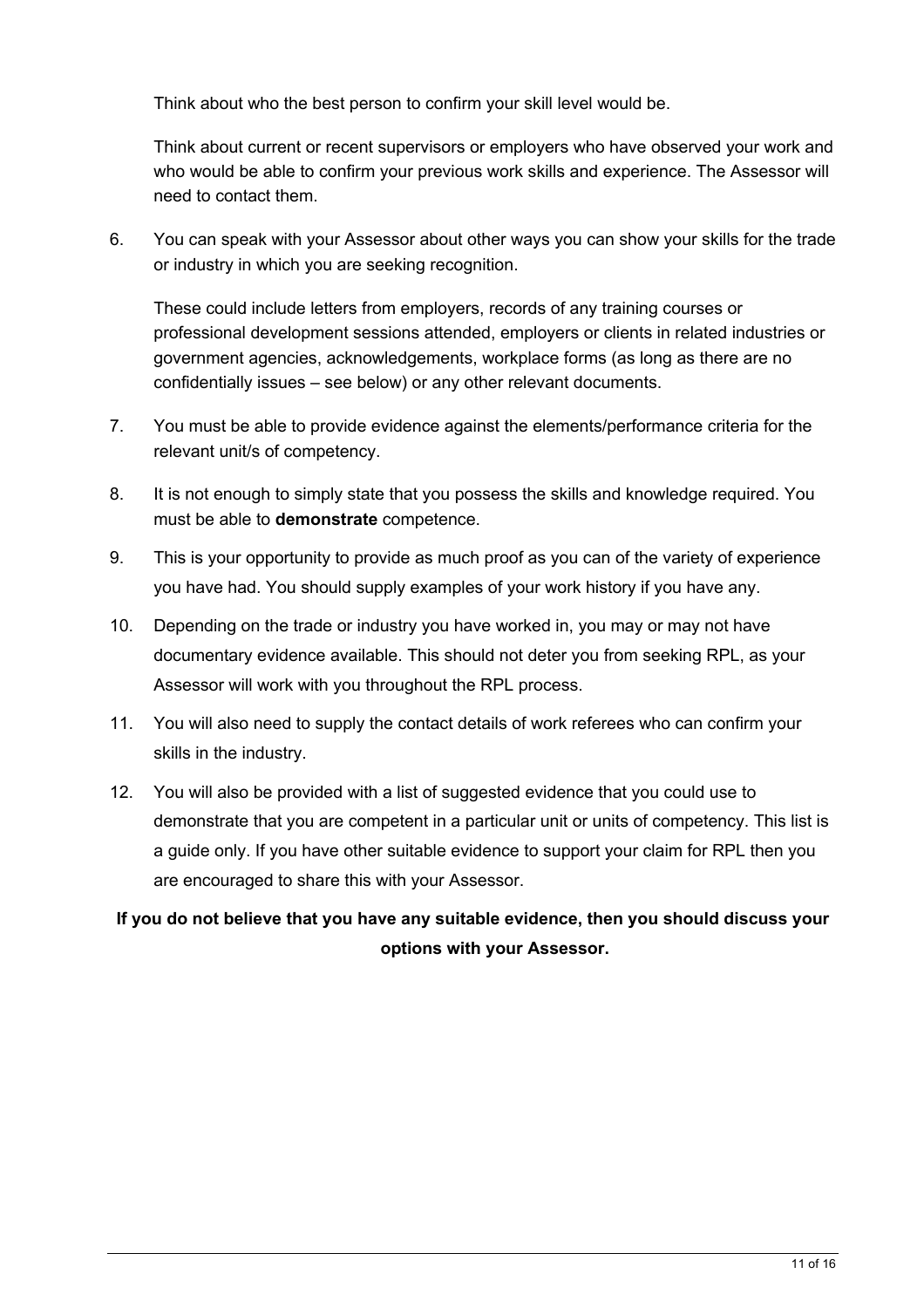Think about who the best person to confirm your skill level would be.

Think about current or recent supervisors or employers who have observed your work and who would be able to confirm your previous work skills and experience. The Assessor will need to contact them.

6. You can speak with your Assessor about other ways you can show your skills for the trade or industry in which you are seeking recognition.

   These could include letters from employers, records of any training courses or professional development sessions attended, employers or clients in related industries or government agencies, acknowledgements, workplace forms (as long as there are no confidentially issues – see below) or any other relevant documents.

7. You must be able to provide evidence against the elements/performance criteria for the relevant unit/s of competency.

8. It is not enough to simply state that you possess the skills and knowledge required. You must be able to **demonstrate** competence.

9. This is your opportunity to provide as much proof as you can of the variety of experience you have had. You should supply examples of your work history if you have any.

10. Depending on the trade or industry you have worked in, you may or may not have documentary evidence available. This should not deter you from seeking RPL, as your Assessor will work with you throughout the RPL process.

11. You will also need to supply the contact details of work referees who can confirm your skills in the industry.

12. You will also be provided with a list of suggested evidence that you could use to demonstrate that you are competent in a particular unit or units of competency. This list is a guide only. If you have other suitable evidence to support your claim for RPL then you are encouraged to share this with your Assessor.

**If you do not believe that you have any suitable evidence, then you should discuss your options with your Assessor.**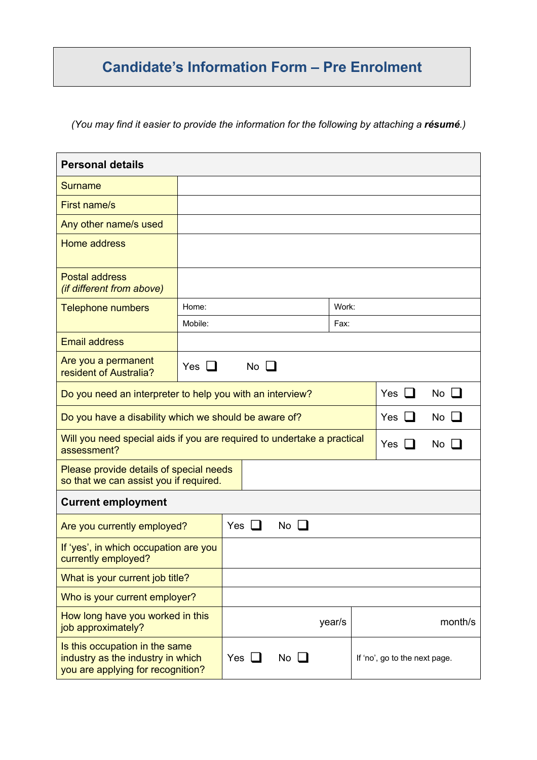# Candidate's Information Form – Pre Enrolment

*(You may find it easier to provide the information for the following by attaching a **résumé**.)*

| **Personal details** | | | |
|---|---|---|---|
| Surname | | | |
| First name/s | | | |
| Any other name/s used | | | |
| Home address | | | |
| Postal address *(if different from above)* | | | |
| Telephone numbers | Home: | Work: | |
| | Mobile: | Fax: | |
| Email address | | | |
| Are you a permanent resident of Australia? | Yes ❑ No ❑ | | |
| Do you need an interpreter to help you with an interview? | | | Yes ❑ No ❑ |
| Do you have a disability which we should be aware of? | | | Yes ❑ No ❑ |
| Will you need special aids if you are required to undertake a practical assessment? | | | Yes ❑ No ❑ |
| Please provide details of special needs so that we can assist you if required. | | | |

| **Current employment** | | |
|---|---|---|
| Are you currently employed? | Yes ❑ No ❑ | |
| If 'yes', in which occupation are you currently employed? | | |
| What is your current job title? | | |
| Who is your current employer? | | |
| How long have you worked in this job approximately? | year/s | month/s |
| Is this occupation in the same industry as the industry in which you are applying for recognition? | Yes ❑ No ❑ | If 'no', go to the next page. |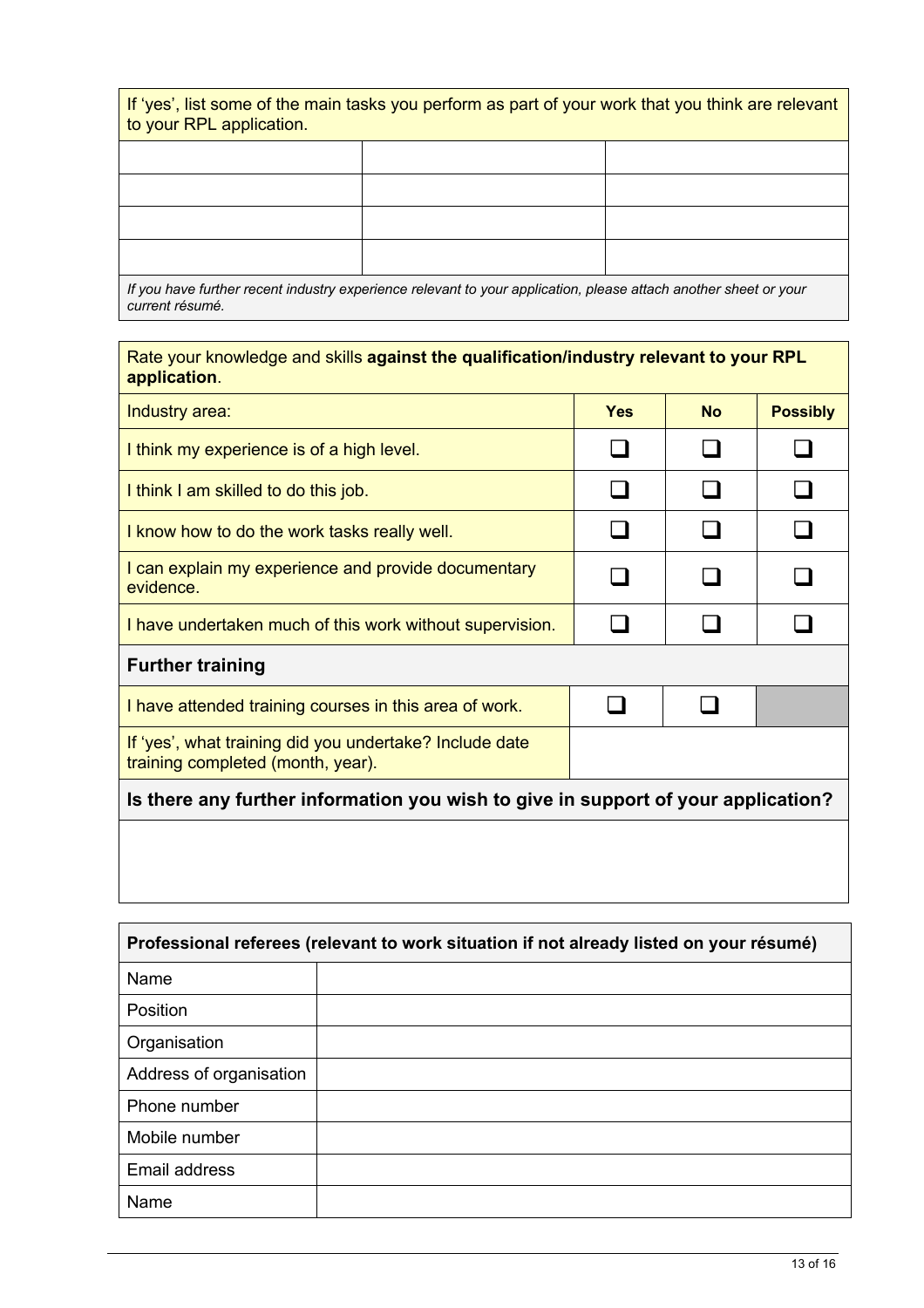| If 'yes', list some of the main tasks you perform as part of your work that you think are relevant to your RPL application. | | |
|---|---|---|
| | | |
| | | |
| | | |
| | | |

*If you have further recent industry experience relevant to your application, please attach another sheet or your current résumé.*

| Rate your knowledge and skills **against the qualification/industry relevant to your RPL application**. | | | |
|---|---|---|---|
| Industry area: | **Yes** | **No** | **Possibly** |
| I think my experience is of a high level. | ❑ | ❑ | ❑ |
| I think I am skilled to do this job. | ❑ | ❑ | ❑ |
| I know how to do the work tasks really well. | ❑ | ❑ | ❑ |
| I can explain my experience and provide documentary evidence. | ❑ | ❑ | ❑ |
| I have undertaken much of this work without supervision. | ❑ | ❑ | ❑ |
| **Further training** | | | |
| I have attended training courses in this area of work. | ❑ | ❑ | |
| If 'yes', what training did you undertake? Include date training completed (month, year). | | | |
| **Is there any further information you wish to give in support of your application?** | | | |
| | | | |

| **Professional referees (relevant to work situation if not already listed on your résumé)** | |
|---|---|
| Name | |
| Position | |
| Organisation | |
| Address of organisation | |
| Phone number | |
| Mobile number | |
| Email address | |
| Name | |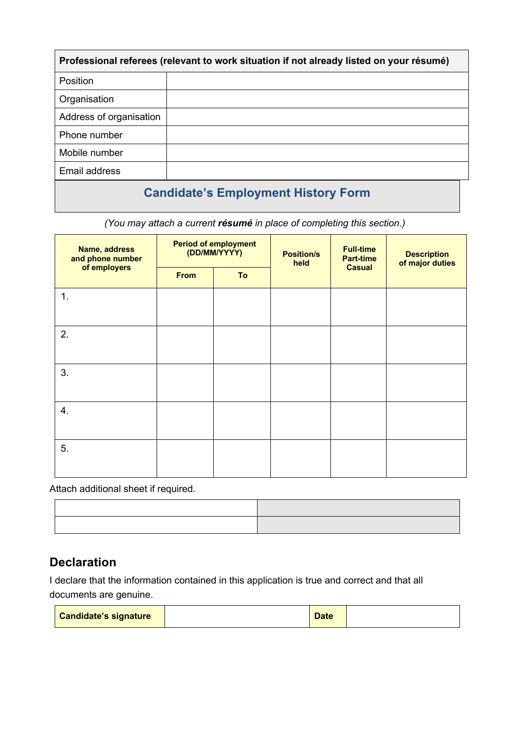| Professional referees (relevant to work situation if not already listed on your résumé) | |
|---|---|
| Position | |
| Organisation | |
| Address of organisation | |
| Phone number | |
| Mobile number | |
| Email address | |

## Candidate's Employment History Form

*(You may attach a current* ***résumé*** *in place of completing this section.)*

| Name, address and phone number of employers | Period of employment (DD/MM/YYYY) | | Position/s held | Full-time Part-time Casual | Description of major duties |
|---|---|---|---|---|---|
| | From | To | | | |
| 1. | | | | | |
| 2. | | | | | |
| 3. | | | | | |
| 4. | | | | | |
| 5. | | | | | |

Attach additional sheet if required.

| | |
|---|---|
| | |
| | |

## Declaration

I declare that the information contained in this application is true and correct and that all documents are genuine.

| Candidate's signature | | Date | |
|---|---|---|---|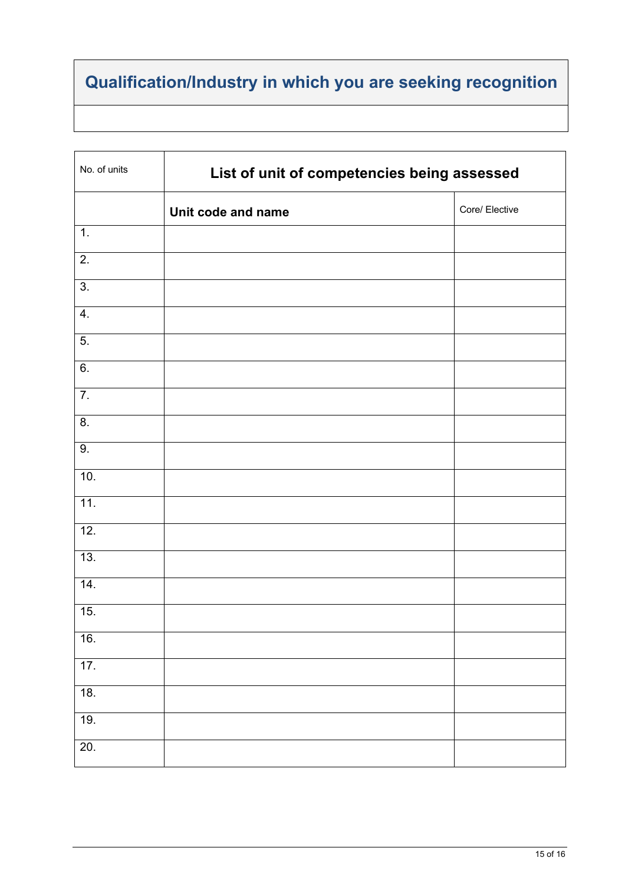## Qualification/Industry in which you are seeking recognition

| |
|---|
| |

| No. of units | List of unit of competencies being assessed | |
|---|---|---|
| | **Unit code and name** | Core/ Elective |
| 1. | | |
| 2. | | |
| 3. | | |
| 4. | | |
| 5. | | |
| 6. | | |
| 7. | | |
| 8. | | |
| 9. | | |
| 10. | | |
| 11. | | |
| 12. | | |
| 13. | | |
| 14. | | |
| 15. | | |
| 16. | | |
| 17. | | |
| 18. | | |
| 19. | | |
| 20. | | |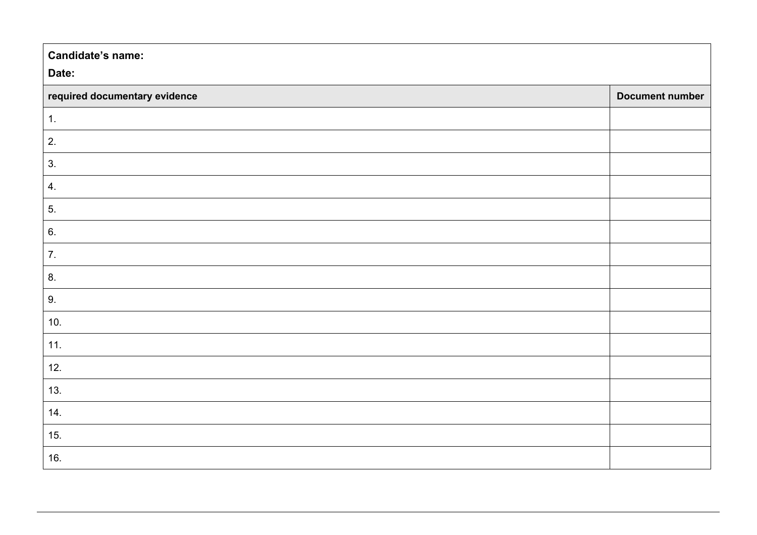**Candidate's name:**

**Date:**

| required documentary evidence | Document number |
|---|---|
| 1. | |
| 2. | |
| 3. | |
| 4. | |
| 5. | |
| 6. | |
| 7. | |
| 8. | |
| 9. | |
| 10. | |
| 11. | |
| 12. | |
| 13. | |
| 14. | |
| 15. | |
| 16. | |